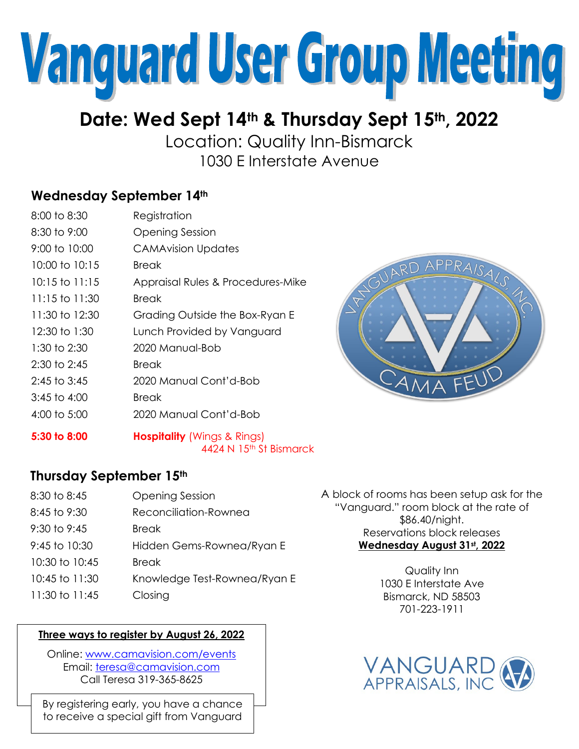# Vanguard User Group Meeting

## Date: Wed Sept 14th & Thursday Sept 15th, 2022

Location: Quality Inn-Bismarck
1030 E Interstate Avenue

### Wednesday September 14th

| Time | Session |
|---|---|
| 8:00 to 8:30 | Registration |
| 8:30 to 9:00 | Opening Session |
| 9:00 to 10:00 | CAMAvision Updates |
| 10:00 to 10:15 | Break |
| 10:15 to 11:15 | Appraisal Rules & Procedures-Mike |
| 11:15 to 11:30 | Break |
| 11:30 to 12:30 | Grading Outside the Box-Ryan E |
| 12:30 to 1:30 | Lunch Provided by Vanguard |
| 1:30 to 2:30 | 2020 Manual-Bob |
| 2:30 to 2:45 | Break |
| 2:45 to 3:45 | 2020 Manual Cont'd-Bob |
| 3:45 to 4:00 | Break |
| 4:00 to 5:00 | 2020 Manual Cont'd-Bob |
| **5:30 to 8:00** | **Hospitality** (Wings & Rings) 4424 N 15th St Bismarck |

VANGUARD APPRAISALS, INC. — CAMA FEUD

### Thursday September 15th

| Time | Session |
|---|---|
| 8:30 to 8:45 | Opening Session |
| 8:45 to 9:30 | Reconciliation-Rownea |
| 9:30 to 9:45 | Break |
| 9:45 to 10:30 | Hidden Gems-Rownea/Ryan E |
| 10:30 to 10:45 | Break |
| 10:45 to 11:30 | Knowledge Test-Rownea/Ryan E |
| 11:30 to 11:45 | Closing |

A block of rooms has been setup ask for the "Vanguard." room block at the rate of $86.40/night.
Reservations block releases
**Wednesday August 31st, 2022**

Quality Inn
1030 E Interstate Ave
Bismarck, ND 58503
701-223-1911

**Three ways to register by August 26, 2022**

Online: [www.camavision.com/events](www.camavision.com/events)
Email: [teresa@camavision.com](mailto:teresa@camavision.com)
Call Teresa 319-365-8625

By registering early, you have a chance to receive a special gift from Vanguard

VANGUARD APPRAISALS, INC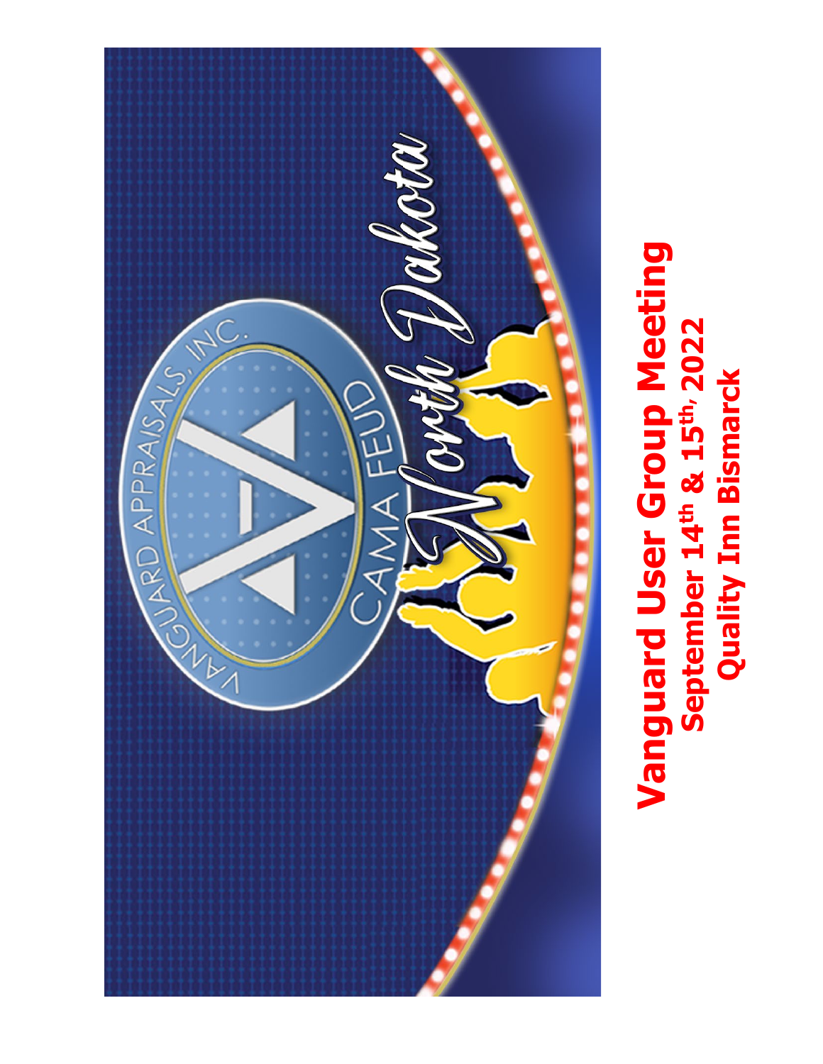# Vanguard User Group Meeting

**September 14th & 15th, 2022**

**Quality Inn Bismarck**